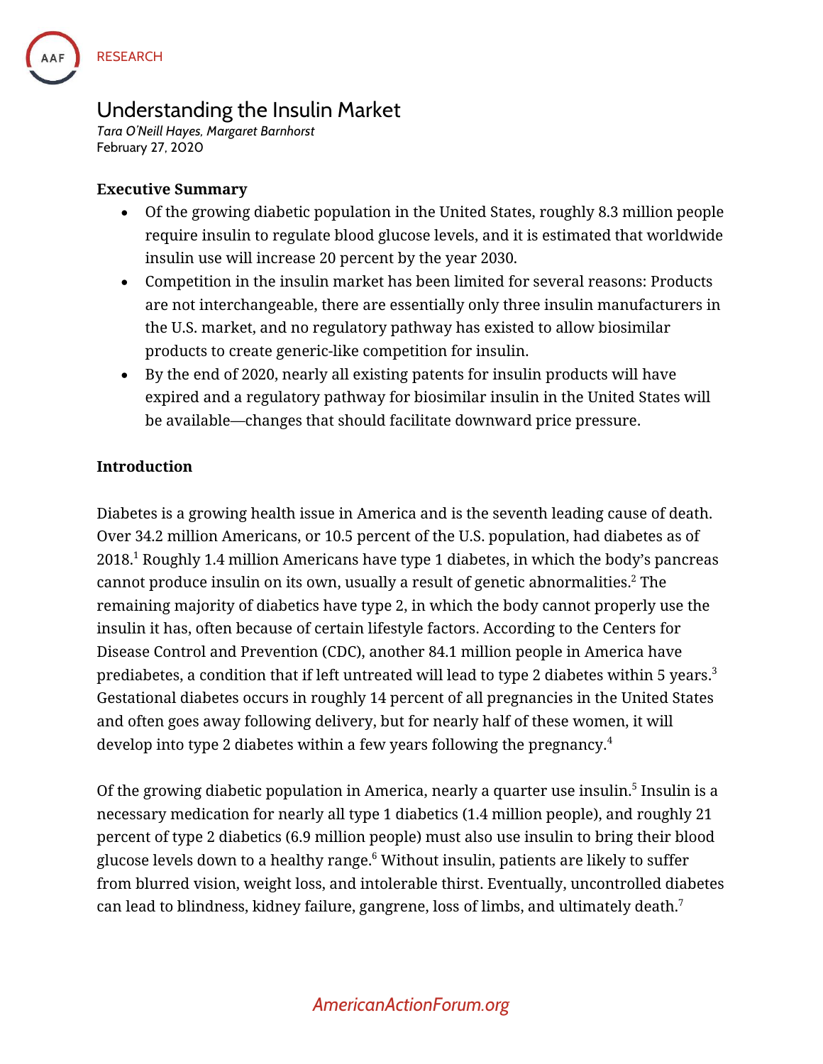RESEARCH

# Understanding the Insulin Market

*Tara O'Neill Hayes, Margaret Barnhorst*
February 27, 2020

**Executive Summary**

- Of the growing diabetic population in the United States, roughly 8.3 million people require insulin to regulate blood glucose levels, and it is estimated that worldwide insulin use will increase 20 percent by the year 2030.
- Competition in the insulin market has been limited for several reasons: Products are not interchangeable, there are essentially only three insulin manufacturers in the U.S. market, and no regulatory pathway has existed to allow biosimilar products to create generic-like competition for insulin.
- By the end of 2020, nearly all existing patents for insulin products will have expired and a regulatory pathway for biosimilar insulin in the United States will be available—changes that should facilitate downward price pressure.

**Introduction**

Diabetes is a growing health issue in America and is the seventh leading cause of death. Over 34.2 million Americans, or 10.5 percent of the U.S. population, had diabetes as of 2018.[1] Roughly 1.4 million Americans have type 1 diabetes, in which the body's pancreas cannot produce insulin on its own, usually a result of genetic abnormalities.[2] The remaining majority of diabetics have type 2, in which the body cannot properly use the insulin it has, often because of certain lifestyle factors. According to the Centers for Disease Control and Prevention (CDC), another 84.1 million people in America have prediabetes, a condition that if left untreated will lead to type 2 diabetes within 5 years.[3] Gestational diabetes occurs in roughly 14 percent of all pregnancies in the United States and often goes away following delivery, but for nearly half of these women, it will develop into type 2 diabetes within a few years following the pregnancy.[4]

Of the growing diabetic population in America, nearly a quarter use insulin.[5] Insulin is a necessary medication for nearly all type 1 diabetics (1.4 million people), and roughly 21 percent of type 2 diabetics (6.9 million people) must also use insulin to bring their blood glucose levels down to a healthy range.[6] Without insulin, patients are likely to suffer from blurred vision, weight loss, and intolerable thirst. Eventually, uncontrolled diabetes can lead to blindness, kidney failure, gangrene, loss of limbs, and ultimately death.[7]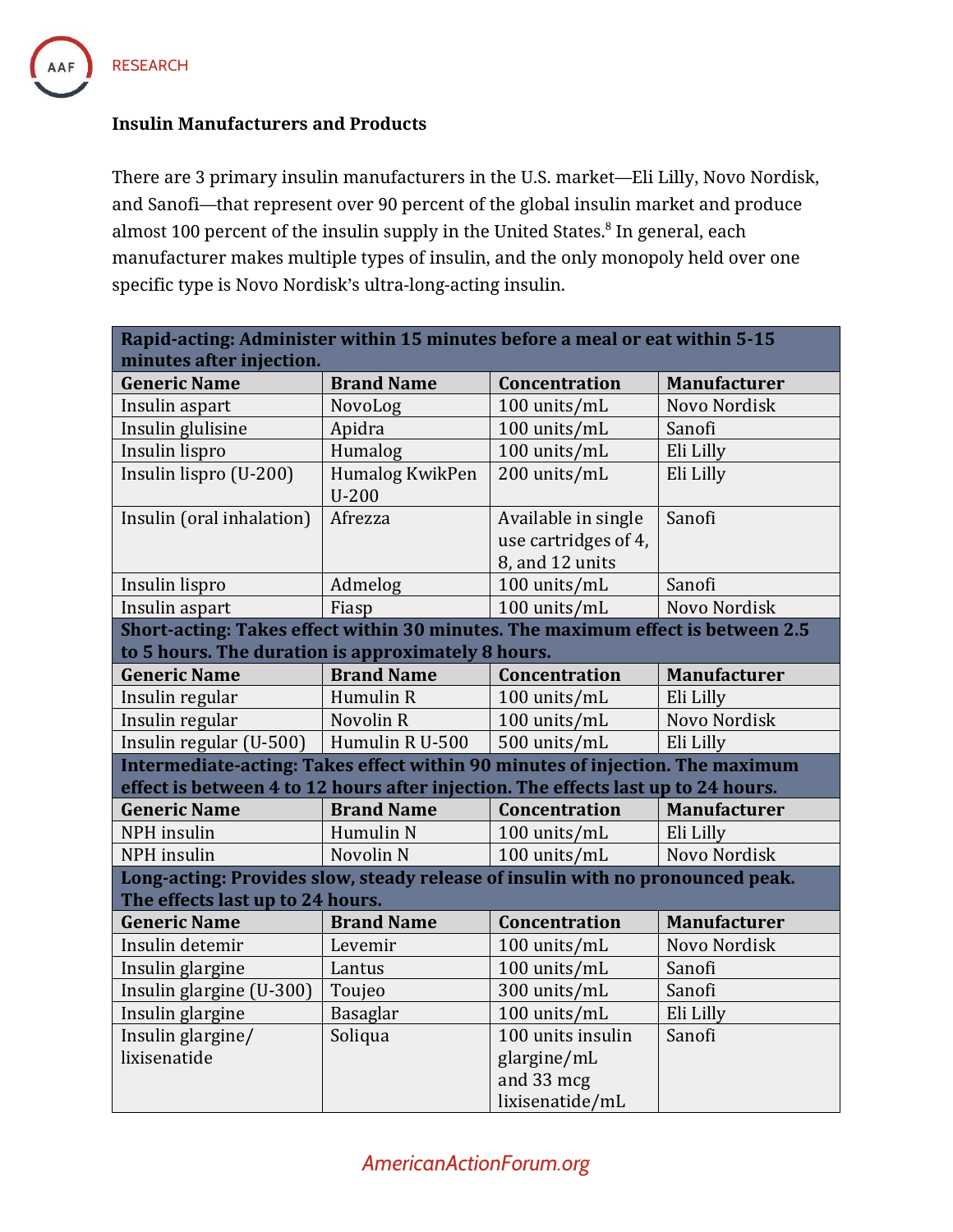**Insulin Manufacturers and Products**

There are 3 primary insulin manufacturers in the U.S. market—Eli Lilly, Novo Nordisk, and Sanofi—that represent over 90 percent of the global insulin market and produce almost 100 percent of the insulin supply in the United States.[8] In general, each manufacturer makes multiple types of insulin, and the only monopoly held over one specific type is Novo Nordisk's ultra-long-acting insulin.

| **Rapid-acting: Administer within 15 minutes before a meal or eat within 5-15 minutes after injection.** | | | |
|---|---|---|---|
| **Generic Name** | **Brand Name** | **Concentration** | **Manufacturer** |
| Insulin aspart | NovoLog | 100 units/mL | Novo Nordisk |
| Insulin glulisine | Apidra | 100 units/mL | Sanofi |
| Insulin lispro | Humalog | 100 units/mL | Eli Lilly |
| Insulin lispro (U-200) | Humalog KwikPen U-200 | 200 units/mL | Eli Lilly |
| Insulin (oral inhalation) | Afrezza | Available in single use cartridges of 4, 8, and 12 units | Sanofi |
| Insulin lispro | Admelog | 100 units/mL | Sanofi |
| Insulin aspart | Fiasp | 100 units/mL | Novo Nordisk |
| **Short-acting: Takes effect within 30 minutes. The maximum effect is between 2.5 to 5 hours. The duration is approximately 8 hours.** | | | |
| **Generic Name** | **Brand Name** | **Concentration** | **Manufacturer** |
| Insulin regular | Humulin R | 100 units/mL | Eli Lilly |
| Insulin regular | Novolin R | 100 units/mL | Novo Nordisk |
| Insulin regular (U-500) | Humulin R U-500 | 500 units/mL | Eli Lilly |
| **Intermediate-acting: Takes effect within 90 minutes of injection. The maximum effect is between 4 to 12 hours after injection. The effects last up to 24 hours.** | | | |
| **Generic Name** | **Brand Name** | **Concentration** | **Manufacturer** |
| NPH insulin | Humulin N | 100 units/mL | Eli Lilly |
| NPH insulin | Novolin N | 100 units/mL | Novo Nordisk |
| **Long-acting: Provides slow, steady release of insulin with no pronounced peak. The effects last up to 24 hours.** | | | |
| **Generic Name** | **Brand Name** | **Concentration** | **Manufacturer** |
| Insulin detemir | Levemir | 100 units/mL | Novo Nordisk |
| Insulin glargine | Lantus | 100 units/mL | Sanofi |
| Insulin glargine (U-300) | Toujeo | 300 units/mL | Sanofi |
| Insulin glargine | Basaglar | 100 units/mL | Eli Lilly |
| Insulin glargine/ lixisenatide | Soliqua | 100 units insulin glargine/mL and 33 mcg lixisenatide/mL | Sanofi |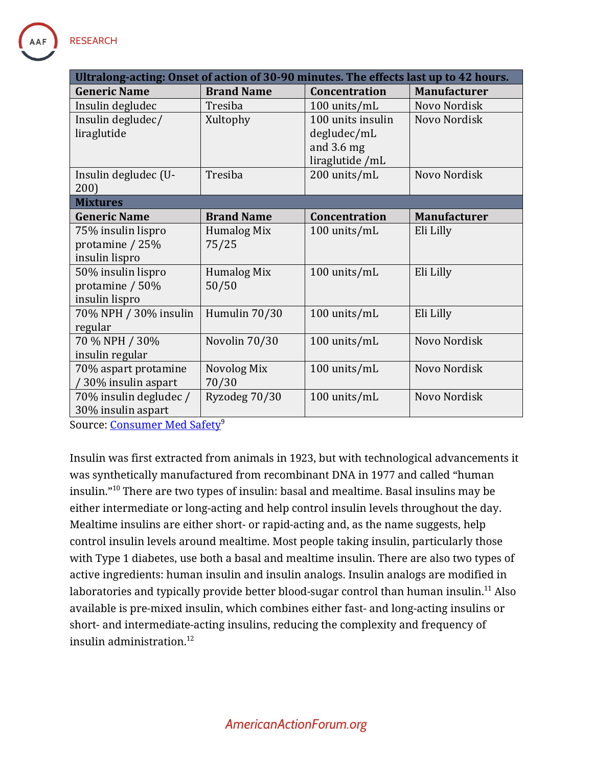| Ultralong-acting: Onset of action of 30-90 minutes. The effects last up to 42 hours. | | | |
|---|---|---|---|
| **Generic Name** | **Brand Name** | **Concentration** | **Manufacturer** |
| Insulin degludec | Tresiba | 100 units/mL | Novo Nordisk |
| Insulin degludec/ liraglutide | Xultophy | 100 units insulin degludec/mL and 3.6 mg liraglutide /mL | Novo Nordisk |
| Insulin degludec (U-200) | Tresiba | 200 units/mL | Novo Nordisk |
| **Mixtures** | | | |
| **Generic Name** | **Brand Name** | **Concentration** | **Manufacturer** |
| 75% insulin lispro protamine / 25% insulin lispro | Humalog Mix 75/25 | 100 units/mL | Eli Lilly |
| 50% insulin lispro protamine / 50% insulin lispro | Humalog Mix 50/50 | 100 units/mL | Eli Lilly |
| 70% NPH / 30% insulin regular | Humulin 70/30 | 100 units/mL | Eli Lilly |
| 70 % NPH / 30% insulin regular | Novolin 70/30 | 100 units/mL | Novo Nordisk |
| 70% aspart protamine / 30% insulin aspart | Novolog Mix 70/30 | 100 units/mL | Novo Nordisk |
| 70% insulin degludec / 30% insulin aspart | Ryzodeg 70/30 | 100 units/mL | Novo Nordisk |

Source: Consumer Med Safety[9]

Insulin was first extracted from animals in 1923, but with technological advancements it was synthetically manufactured from recombinant DNA in 1977 and called "human insulin."[10] There are two types of insulin: basal and mealtime. Basal insulins may be either intermediate or long-acting and help control insulin levels throughout the day. Mealtime insulins are either short- or rapid-acting and, as the name suggests, help control insulin levels around mealtime. Most people taking insulin, particularly those with Type 1 diabetes, use both a basal and mealtime insulin. There are also two types of active ingredients: human insulin and insulin analogs. Insulin analogs are modified in laboratories and typically provide better blood-sugar control than human insulin.[11] Also available is pre-mixed insulin, which combines either fast- and long-acting insulins or short- and intermediate-acting insulins, reducing the complexity and frequency of insulin administration.[12]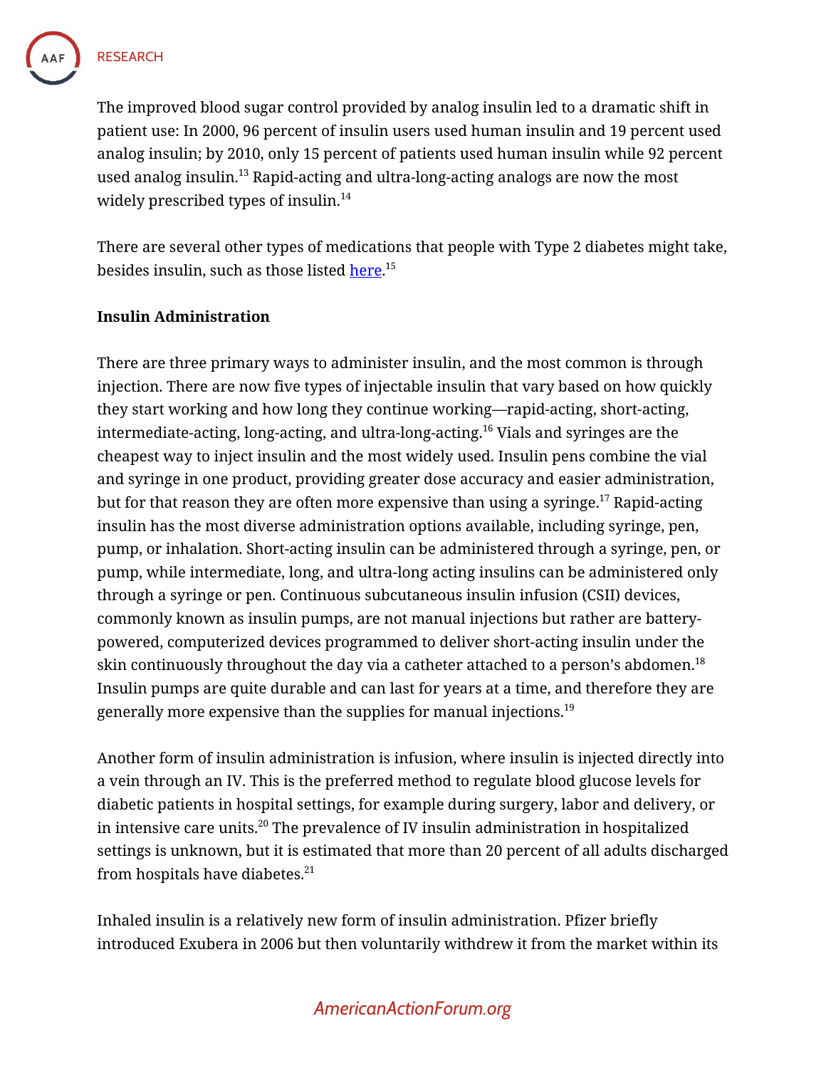The improved blood sugar control provided by analog insulin led to a dramatic shift in patient use: In 2000, 96 percent of insulin users used human insulin and 19 percent used analog insulin; by 2010, only 15 percent of patients used human insulin while 92 percent used analog insulin.[13] Rapid-acting and ultra-long-acting analogs are now the most widely prescribed types of insulin.[14]

There are several other types of medications that people with Type 2 diabetes might take, besides insulin, such as those listed here.[15]

**Insulin Administration**

There are three primary ways to administer insulin, and the most common is through injection. There are now five types of injectable insulin that vary based on how quickly they start working and how long they continue working—rapid-acting, short-acting, intermediate-acting, long-acting, and ultra-long-acting.[16] Vials and syringes are the cheapest way to inject insulin and the most widely used. Insulin pens combine the vial and syringe in one product, providing greater dose accuracy and easier administration, but for that reason they are often more expensive than using a syringe.[17] Rapid-acting insulin has the most diverse administration options available, including syringe, pen, pump, or inhalation. Short-acting insulin can be administered through a syringe, pen, or pump, while intermediate, long, and ultra-long acting insulins can be administered only through a syringe or pen. Continuous subcutaneous insulin infusion (CSII) devices, commonly known as insulin pumps, are not manual injections but rather are battery-powered, computerized devices programmed to deliver short-acting insulin under the skin continuously throughout the day via a catheter attached to a person's abdomen.[18] Insulin pumps are quite durable and can last for years at a time, and therefore they are generally more expensive than the supplies for manual injections.[19]

Another form of insulin administration is infusion, where insulin is injected directly into a vein through an IV. This is the preferred method to regulate blood glucose levels for diabetic patients in hospital settings, for example during surgery, labor and delivery, or in intensive care units.[20] The prevalence of IV insulin administration in hospitalized settings is unknown, but it is estimated that more than 20 percent of all adults discharged from hospitals have diabetes.[21]

Inhaled insulin is a relatively new form of insulin administration. Pfizer briefly introduced Exubera in 2006 but then voluntarily withdrew it from the market within its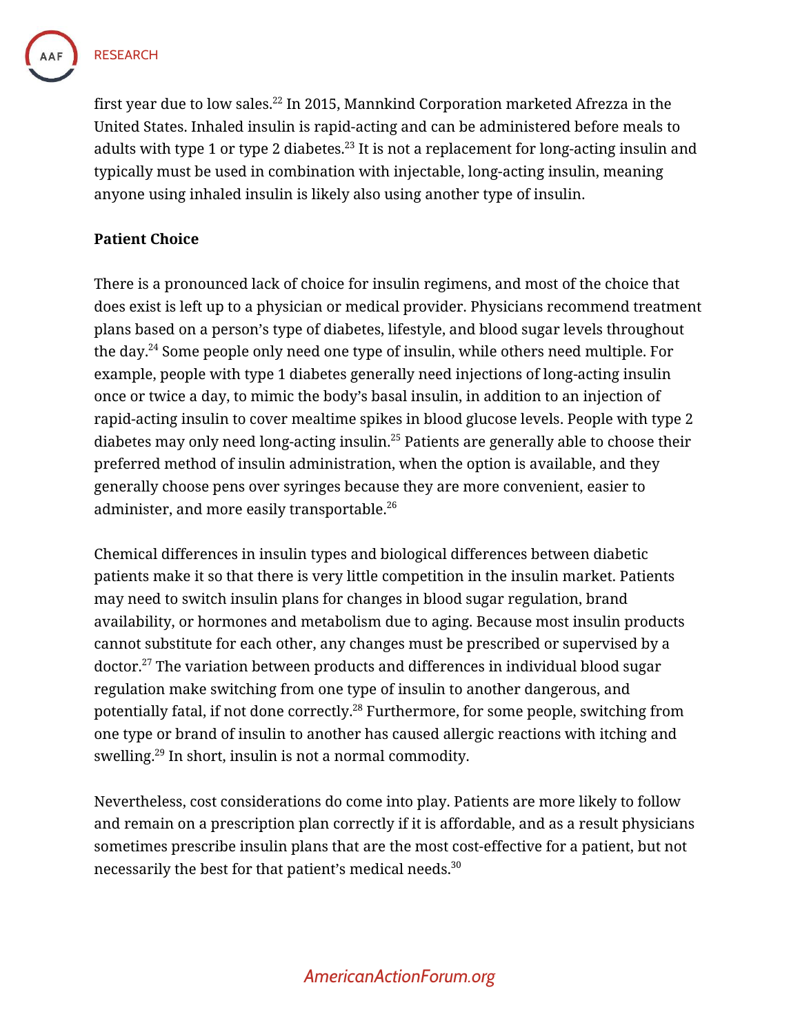first year due to low sales.[22] In 2015, Mannkind Corporation marketed Afrezza in the United States. Inhaled insulin is rapid-acting and can be administered before meals to adults with type 1 or type 2 diabetes.[23] It is not a replacement for long-acting insulin and typically must be used in combination with injectable, long-acting insulin, meaning anyone using inhaled insulin is likely also using another type of insulin.

**Patient Choice**

There is a pronounced lack of choice for insulin regimens, and most of the choice that does exist is left up to a physician or medical provider. Physicians recommend treatment plans based on a person's type of diabetes, lifestyle, and blood sugar levels throughout the day.[24] Some people only need one type of insulin, while others need multiple. For example, people with type 1 diabetes generally need injections of long-acting insulin once or twice a day, to mimic the body's basal insulin, in addition to an injection of rapid-acting insulin to cover mealtime spikes in blood glucose levels. People with type 2 diabetes may only need long-acting insulin.[25] Patients are generally able to choose their preferred method of insulin administration, when the option is available, and they generally choose pens over syringes because they are more convenient, easier to administer, and more easily transportable.[26]

Chemical differences in insulin types and biological differences between diabetic patients make it so that there is very little competition in the insulin market. Patients may need to switch insulin plans for changes in blood sugar regulation, brand availability, or hormones and metabolism due to aging. Because most insulin products cannot substitute for each other, any changes must be prescribed or supervised by a doctor.[27] The variation between products and differences in individual blood sugar regulation make switching from one type of insulin to another dangerous, and potentially fatal, if not done correctly.[28] Furthermore, for some people, switching from one type or brand of insulin to another has caused allergic reactions with itching and swelling.[29] In short, insulin is not a normal commodity.

Nevertheless, cost considerations do come into play. Patients are more likely to follow and remain on a prescription plan correctly if it is affordable, and as a result physicians sometimes prescribe insulin plans that are the most cost-effective for a patient, but not necessarily the best for that patient's medical needs.[30]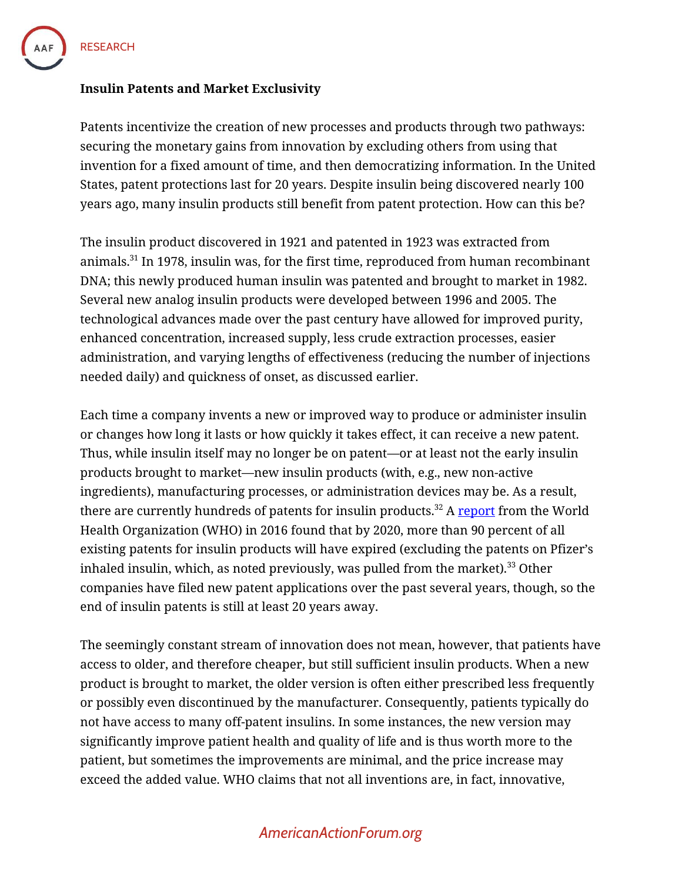**Insulin Patents and Market Exclusivity**

Patents incentivize the creation of new processes and products through two pathways: securing the monetary gains from innovation by excluding others from using that invention for a fixed amount of time, and then democratizing information. In the United States, patent protections last for 20 years. Despite insulin being discovered nearly 100 years ago, many insulin products still benefit from patent protection. How can this be?

The insulin product discovered in 1921 and patented in 1923 was extracted from animals.[31] In 1978, insulin was, for the first time, reproduced from human recombinant DNA; this newly produced human insulin was patented and brought to market in 1982. Several new analog insulin products were developed between 1996 and 2005. The technological advances made over the past century have allowed for improved purity, enhanced concentration, increased supply, less crude extraction processes, easier administration, and varying lengths of effectiveness (reducing the number of injections needed daily) and quickness of onset, as discussed earlier.

Each time a company invents a new or improved way to produce or administer insulin or changes how long it lasts or how quickly it takes effect, it can receive a new patent. Thus, while insulin itself may no longer be on patent—or at least not the early insulin products brought to market—new insulin products (with, e.g., new non-active ingredients), manufacturing processes, or administration devices may be. As a result, there are currently hundreds of patents for insulin products.[32] A report from the World Health Organization (WHO) in 2016 found that by 2020, more than 90 percent of all existing patents for insulin products will have expired (excluding the patents on Pfizer's inhaled insulin, which, as noted previously, was pulled from the market).[33] Other companies have filed new patent applications over the past several years, though, so the end of insulin patents is still at least 20 years away.

The seemingly constant stream of innovation does not mean, however, that patients have access to older, and therefore cheaper, but still sufficient insulin products. When a new product is brought to market, the older version is often either prescribed less frequently or possibly even discontinued by the manufacturer. Consequently, patients typically do not have access to many off-patent insulins. In some instances, the new version may significantly improve patient health and quality of life and is thus worth more to the patient, but sometimes the improvements are minimal, and the price increase may exceed the added value. WHO claims that not all inventions are, in fact, innovative,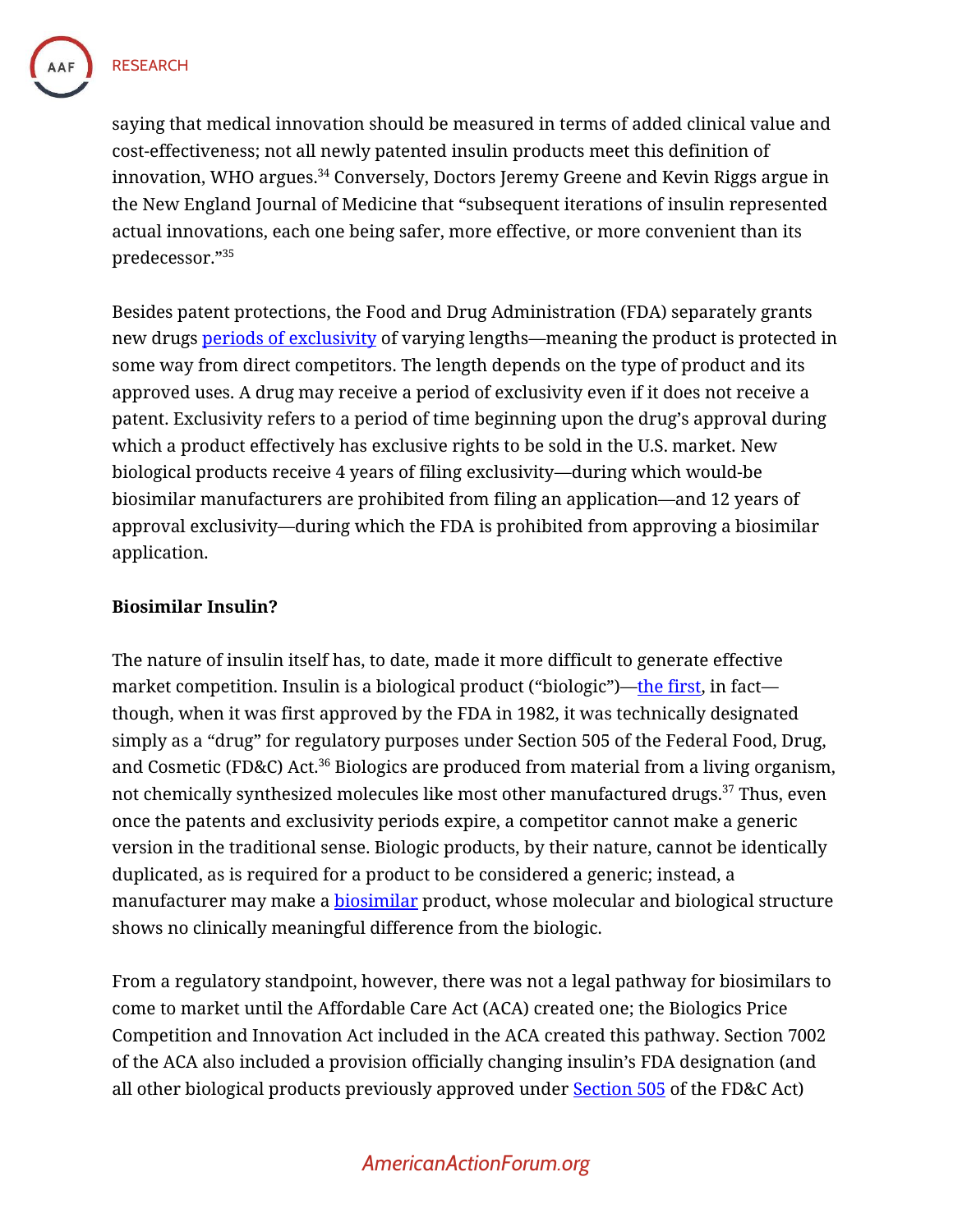saying that medical innovation should be measured in terms of added clinical value and cost-effectiveness; not all newly patented insulin products meet this definition of innovation, WHO argues.[34] Conversely, Doctors Jeremy Greene and Kevin Riggs argue in the New England Journal of Medicine that "subsequent iterations of insulin represented actual innovations, each one being safer, more effective, or more convenient than its predecessor."[35]

Besides patent protections, the Food and Drug Administration (FDA) separately grants new drugs periods of exclusivity of varying lengths—meaning the product is protected in some way from direct competitors. The length depends on the type of product and its approved uses. A drug may receive a period of exclusivity even if it does not receive a patent. Exclusivity refers to a period of time beginning upon the drug's approval during which a product effectively has exclusive rights to be sold in the U.S. market. New biological products receive 4 years of filing exclusivity—during which would-be biosimilar manufacturers are prohibited from filing an application—and 12 years of approval exclusivity—during which the FDA is prohibited from approving a biosimilar application.

**Biosimilar Insulin?**

The nature of insulin itself has, to date, made it more difficult to generate effective market competition. Insulin is a biological product ("biologic")—the first, in fact—though, when it was first approved by the FDA in 1982, it was technically designated simply as a "drug" for regulatory purposes under Section 505 of the Federal Food, Drug, and Cosmetic (FD&C) Act.[36] Biologics are produced from material from a living organism, not chemically synthesized molecules like most other manufactured drugs.[37] Thus, even once the patents and exclusivity periods expire, a competitor cannot make a generic version in the traditional sense. Biologic products, by their nature, cannot be identically duplicated, as is required for a product to be considered a generic; instead, a manufacturer may make a biosimilar product, whose molecular and biological structure shows no clinically meaningful difference from the biologic.

From a regulatory standpoint, however, there was not a legal pathway for biosimilars to come to market until the Affordable Care Act (ACA) created one; the Biologics Price Competition and Innovation Act included in the ACA created this pathway. Section 7002 of the ACA also included a provision officially changing insulin's FDA designation (and all other biological products previously approved under Section 505 of the FD&C Act)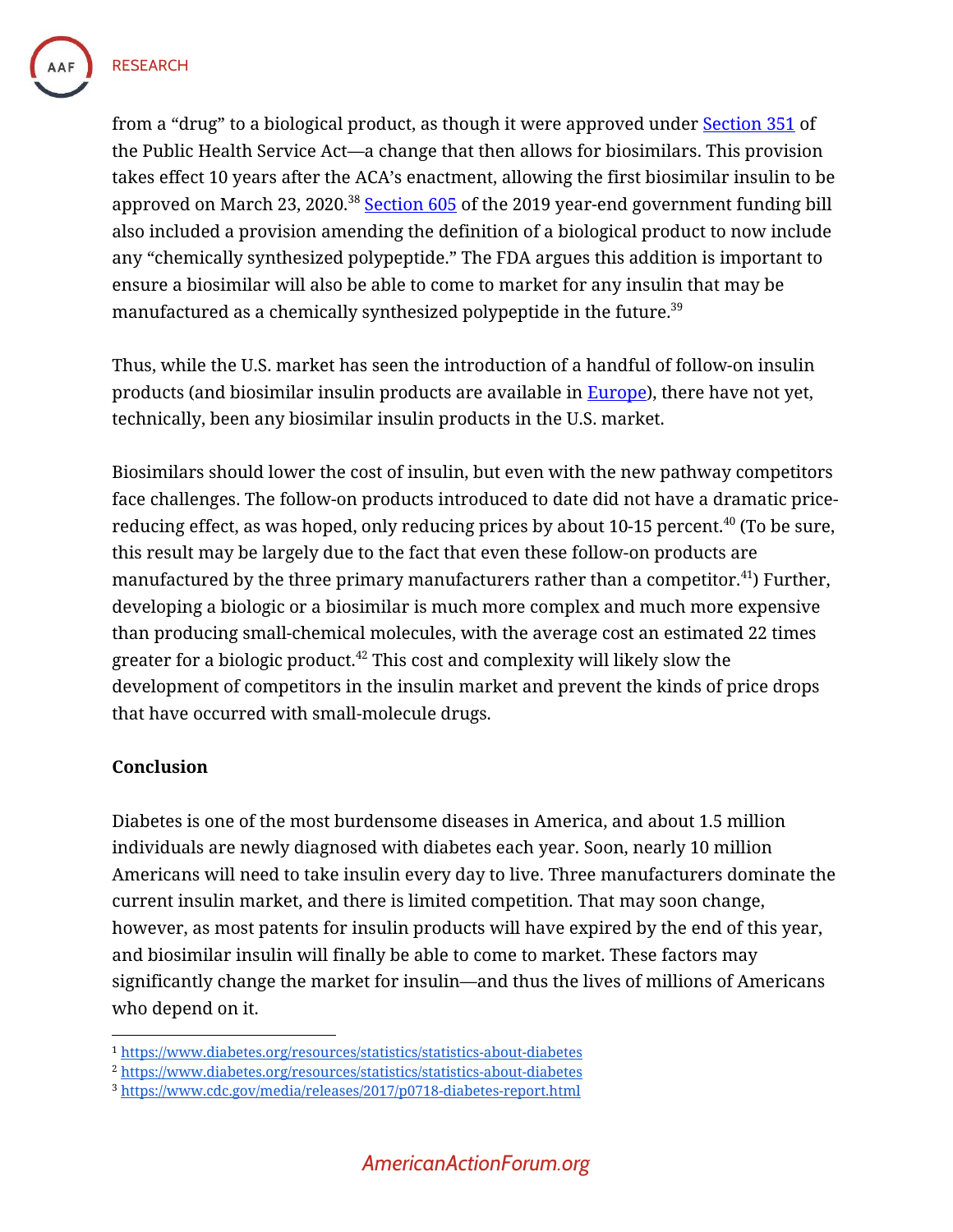from a "drug" to a biological product, as though it were approved under [Section 351](#) of the Public Health Service Act—a change that then allows for biosimilars. This provision takes effect 10 years after the ACA's enactment, allowing the first biosimilar insulin to be approved on March 23, 2020.[38] [Section 605](#) of the 2019 year-end government funding bill also included a provision amending the definition of a biological product to now include any "chemically synthesized polypeptide." The FDA argues this addition is important to ensure a biosimilar will also be able to come to market for any insulin that may be manufactured as a chemically synthesized polypeptide in the future.[39]

Thus, while the U.S. market has seen the introduction of a handful of follow-on insulin products (and biosimilar insulin products are available in [Europe](#)), there have not yet, technically, been any biosimilar insulin products in the U.S. market.

Biosimilars should lower the cost of insulin, but even with the new pathway competitors face challenges. The follow-on products introduced to date did not have a dramatic price-reducing effect, as was hoped, only reducing prices by about 10-15 percent.[40] (To be sure, this result may be largely due to the fact that even these follow-on products are manufactured by the three primary manufacturers rather than a competitor.[41]) Further, developing a biologic or a biosimilar is much more complex and much more expensive than producing small-chemical molecules, with the average cost an estimated 22 times greater for a biologic product.[42] This cost and complexity will likely slow the development of competitors in the insulin market and prevent the kinds of price drops that have occurred with small-molecule drugs.

**Conclusion**

Diabetes is one of the most burdensome diseases in America, and about 1.5 million individuals are newly diagnosed with diabetes each year. Soon, nearly 10 million Americans will need to take insulin every day to live. Three manufacturers dominate the current insulin market, and there is limited competition. That may soon change, however, as most patents for insulin products will have expired by the end of this year, and biosimilar insulin will finally be able to come to market. These factors may significantly change the market for insulin—and thus the lives of millions of Americans who depend on it.

---

[1] https://www.diabetes.org/resources/statistics/statistics-about-diabetes
[2] https://www.diabetes.org/resources/statistics/statistics-about-diabetes
[3] https://www.cdc.gov/media/releases/2017/p0718-diabetes-report.html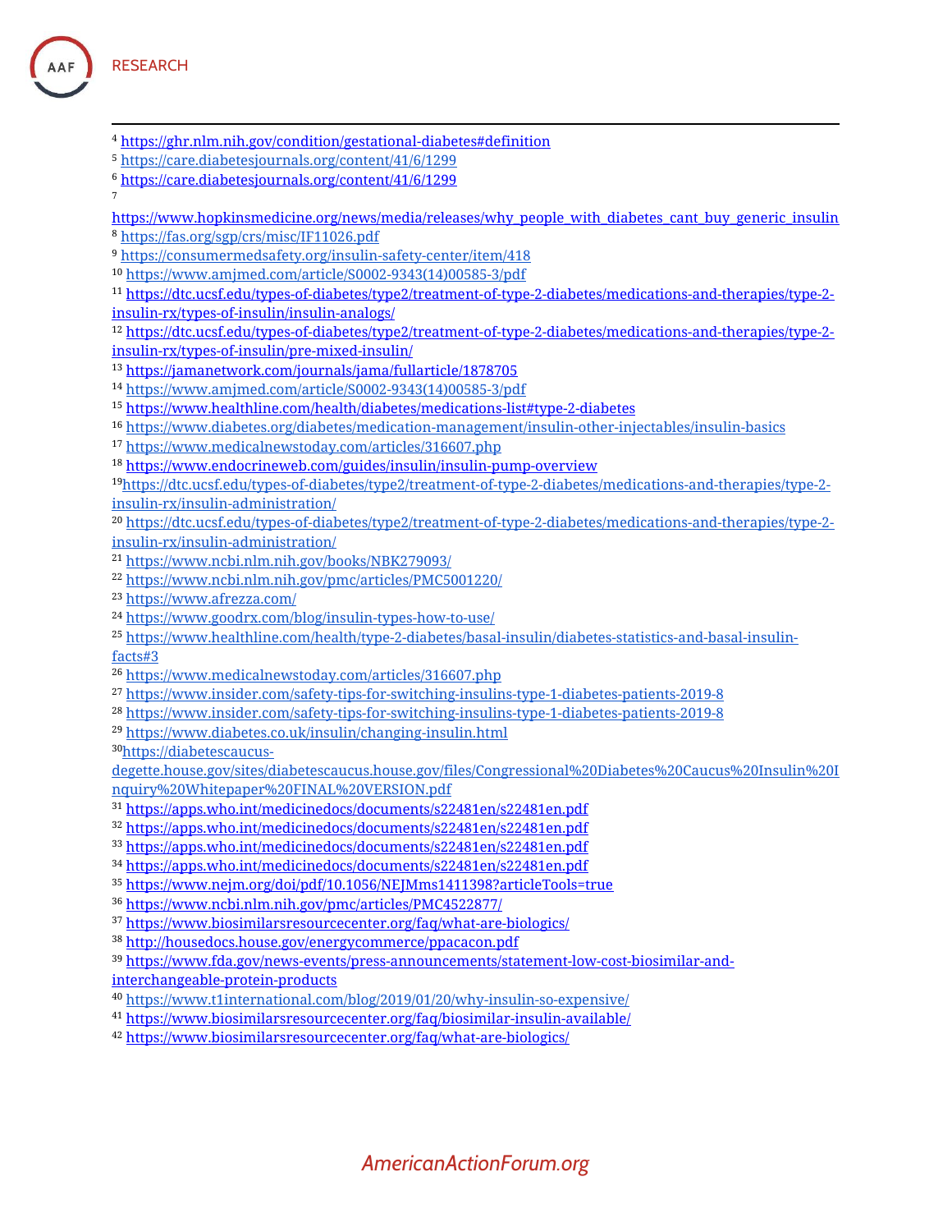[4] https://ghr.nlm.nih.gov/condition/gestational-diabetes#definition

[5] https://care.diabetesjournals.org/content/41/6/1299

[6] https://care.diabetesjournals.org/content/41/6/1299

[7] https://www.hopkinsmedicine.org/news/media/releases/why_people_with_diabetes_cant_buy_generic_insulin

[8] https://fas.org/sgp/crs/misc/IF11026.pdf

[9] https://consumermedsafety.org/insulin-safety-center/item/418

[10] https://www.amjmed.com/article/S0002-9343(14)00585-3/pdf

[11] https://dtc.ucsf.edu/types-of-diabetes/type2/treatment-of-type-2-diabetes/medications-and-therapies/type-2-insulin-rx/types-of-insulin/insulin-analogs/

[12] https://dtc.ucsf.edu/types-of-diabetes/type2/treatment-of-type-2-diabetes/medications-and-therapies/type-2-insulin-rx/types-of-insulin/pre-mixed-insulin/

[13] https://jamanetwork.com/journals/jama/fullarticle/1878705

[14] https://www.amjmed.com/article/S0002-9343(14)00585-3/pdf

[15] https://www.healthline.com/health/diabetes/medications-list#type-2-diabetes

[16] https://www.diabetes.org/diabetes/medication-management/insulin-other-injectables/insulin-basics

[17] https://www.medicalnewstoday.com/articles/316607.php

[18] https://www.endocrineweb.com/guides/insulin/insulin-pump-overview

[19] https://dtc.ucsf.edu/types-of-diabetes/type2/treatment-of-type-2-diabetes/medications-and-therapies/type-2-insulin-rx/insulin-administration/

[20] https://dtc.ucsf.edu/types-of-diabetes/type2/treatment-of-type-2-diabetes/medications-and-therapies/type-2-insulin-rx/insulin-administration/

[21] https://www.ncbi.nlm.nih.gov/books/NBK279093/

[22] https://www.ncbi.nlm.nih.gov/pmc/articles/PMC5001220/

[23] https://www.afrezza.com/

[24] https://www.goodrx.com/blog/insulin-types-how-to-use/

[25] https://www.healthline.com/health/type-2-diabetes/basal-insulin/diabetes-statistics-and-basal-insulin-facts#3

[26] https://www.medicalnewstoday.com/articles/316607.php

[27] https://www.insider.com/safety-tips-for-switching-insulins-type-1-diabetes-patients-2019-8

[28] https://www.insider.com/safety-tips-for-switching-insulins-type-1-diabetes-patients-2019-8

[29] https://www.diabetes.co.uk/insulin/changing-insulin.html

[30] https://diabetescaucus-degette.house.gov/sites/diabetescaucus.house.gov/files/Congressional%20Diabetes%20Caucus%20Insulin%20Inquiry%20Whitepaper%20FINAL%20VERSION.pdf

[31] https://apps.who.int/medicinedocs/documents/s22481en/s22481en.pdf

[32] https://apps.who.int/medicinedocs/documents/s22481en/s22481en.pdf

[33] https://apps.who.int/medicinedocs/documents/s22481en/s22481en.pdf

[34] https://apps.who.int/medicinedocs/documents/s22481en/s22481en.pdf

[35] https://www.nejm.org/doi/pdf/10.1056/NEJMms1411398?articleTools=true

[36] https://www.ncbi.nlm.nih.gov/pmc/articles/PMC4522877/

[37] https://www.biosimilarsresourcecenter.org/faq/what-are-biologics/

[38] http://housedocs.house.gov/energycommerce/ppacacon.pdf

[39] https://www.fda.gov/news-events/press-announcements/statement-low-cost-biosimilar-and-interchangeable-protein-products

[40] https://www.t1international.com/blog/2019/01/20/why-insulin-so-expensive/

[41] https://www.biosimilarsresourcecenter.org/faq/biosimilar-insulin-available/

[42] https://www.biosimilarsresourcecenter.org/faq/what-are-biologics/